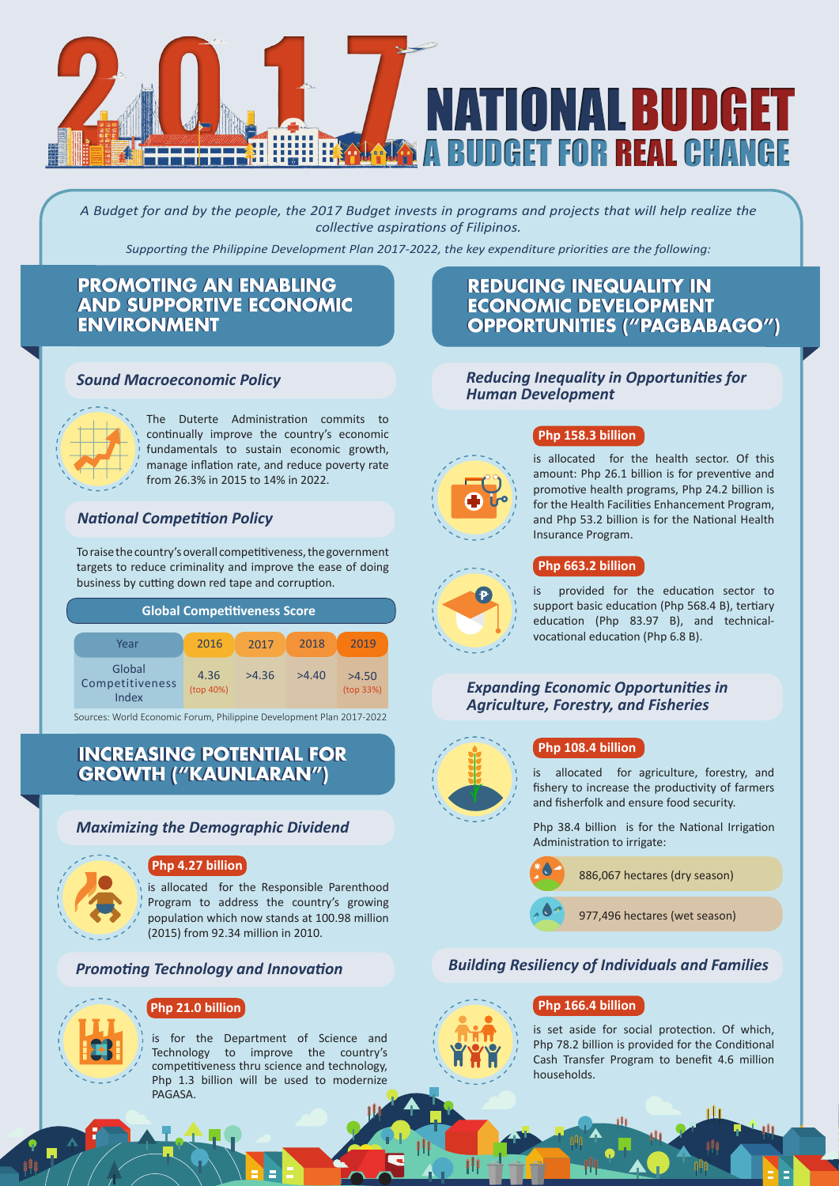# 2017 NATIONAL BUDGET

## A BUDGET FOR REAL CHANGE

*A Budget for and by the people, the 2017 Budget invests in programs and projects that will help realize the collective aspirations of Filipinos.*

*Supporting the Philippine Development Plan 2017-2022, the key expenditure priorities are the following:*

## PROMOTING AN ENABLING AND SUPPORTIVE ECONOMIC ENVIRONMENT

### Sound Macroeconomic Policy

The Duterte Administration commits to continually improve the country's economic fundamentals to sustain economic growth, manage inflation rate, and reduce poverty rate from 26.3% in 2015 to 14% in 2022.

### National Competition Policy

To raise the country's overall competitiveness, the government targets to reduce criminality and improve the ease of doing business by cutting down red tape and corruption.

**Global Competitiveness Score**

| Year | 2016 | 2017 | 2018 | 2019 |
|---|---|---|---|---|
| Global Competitiveness Index | 4.36 (top 40%) | >4.36 | >4.40 | >4.50 (top 33%) |

Sources: World Economic Forum, Philippine Development Plan 2017-2022

## INCREASING POTENTIAL FOR GROWTH ("KAUNLARAN")

### Maximizing the Demographic Dividend

**Php 4.27 billion**

is allocated for the Responsible Parenthood Program to address the country's growing population which now stands at 100.98 million (2015) from 92.34 million in 2010.

### Promoting Technology and Innovation

**Php 21.0 billion**

is for the Department of Science and Technology to improve the country's competitiveness thru science and technology, Php 1.3 billion will be used to modernize PAGASA.

## REDUCING INEQUALITY IN ECONOMIC DEVELOPMENT OPPORTUNITIES ("PAGBABAGO")

### Reducing Inequality in Opportunities for Human Development

**Php 158.3 billion**

is allocated for the health sector. Of this amount: Php 26.1 billion is for preventive and promotive health programs, Php 24.2 billion is for the Health Facilities Enhancement Program, and Php 53.2 billion is for the National Health Insurance Program.

**Php 663.2 billion**

is provided for the education sector to support basic education (Php 568.4 B), tertiary education (Php 83.97 B), and technical-vocational education (Php 6.8 B).

### Expanding Economic Opportunities in Agriculture, Forestry, and Fisheries

**Php 108.4 billion**

is allocated for agriculture, forestry, and fishery to increase the productivity of farmers and fisherfolk and ensure food security.

Php 38.4 billion is for the National Irrigation Administration to irrigate:

- 886,067 hectares (dry season)
- 977,496 hectares (wet season)

### Building Resiliency of Individuals and Families

**Php 166.4 billion**

is set aside for social protection. Of which, Php 78.2 billion is provided for the Conditional Cash Transfer Program to benefit 4.6 million households.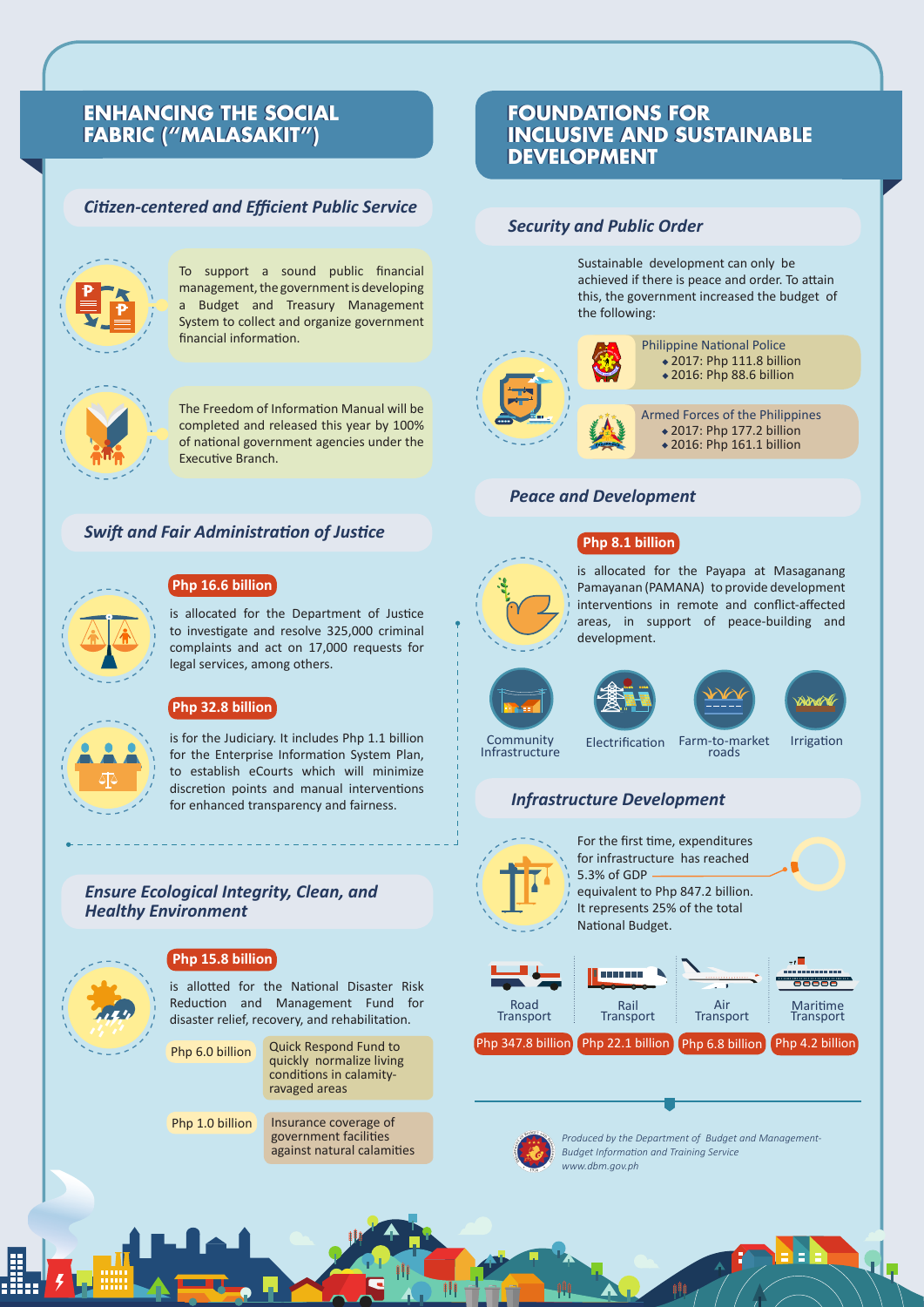## ENHANCING THE SOCIAL FABRIC ("MALASAKIT")

### *Citizen-centered and Efficient Public Service*

To support a sound public financial management, the government is developing a Budget and Treasury Management System to collect and organize government financial information.

The Freedom of Information Manual will be completed and released this year by 100% of national government agencies under the Executive Branch.

### *Swift and Fair Administration of Justice*

**Php 16.6 billion**

is allocated for the Department of Justice to investigate and resolve 325,000 criminal complaints and act on 17,000 requests for legal services, among others.

**Php 32.8 billion**

is for the Judiciary. It includes Php 1.1 billion for the Enterprise Information System Plan, to establish eCourts which will minimize discretion points and manual interventions for enhanced transparency and fairness.

### *Ensure Ecological Integrity, Clean, and Healthy Environment*

**Php 15.8 billion**

is allotted for the National Disaster Risk Reduction and Management Fund for disaster relief, recovery, and rehabilitation.

| | |
|---|---|
| Php 6.0 billion | Quick Respond Fund to quickly normalize living conditions in calamity-ravaged areas |
| Php 1.0 billion | Insurance coverage of government facilities against natural calamities |

## FOUNDATIONS FOR INCLUSIVE AND SUSTAINABLE DEVELOPMENT

### *Security and Public Order*

Sustainable development can only be achieved if there is peace and order. To attain this, the government increased the budget of the following:

Philippine National Police
- 2017: Php 111.8 billion
- 2016: Php 88.6 billion

Armed Forces of the Philippines
- 2017: Php 177.2 billion
- 2016: Php 161.1 billion

### *Peace and Development*

**Php 8.1 billion**

is allocated for the Payapa at Masaganang Pamayanan (PAMANA) to provide development interventions in remote and conflict-affected areas, in support of peace-building and development.

Community Infrastructure

Electrification

Farm-to-market roads

Irrigation

### *Infrastructure Development*

For the first time, expenditures for infrastructure has reached 5.3% of GDP equivalent to Php 847.2 billion. It represents 25% of the total National Budget.

| Road Transport | Rail Transport | Air Transport | Maritime Transport |
|---|---|---|---|
| Php 347.8 billion | Php 22.1 billion | Php 6.8 billion | Php 4.2 billion |

*Produced by the Department of Budget and Management-Budget Information and Training Service*
*www.dbm.gov.ph*